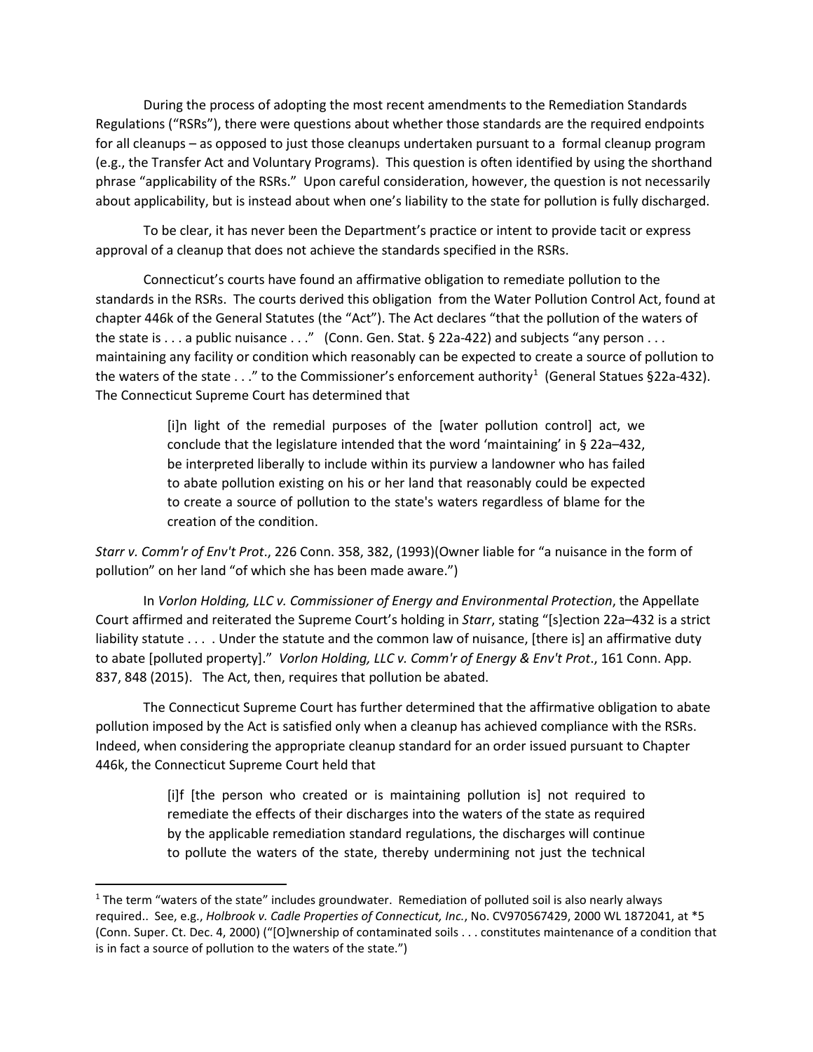During the process of adopting the most recent amendments to the Remediation Standards Regulations ("RSRs"), there were questions about whether those standards are the required endpoints for all cleanups – as opposed to just those cleanups undertaken pursuant to a formal cleanup program (e.g., the Transfer Act and Voluntary Programs). This question is often identified by using the shorthand phrase "applicability of the RSRs." Upon careful consideration, however, the question is not necessarily about applicability, but is instead about when one's liability to the state for pollution is fully discharged.

To be clear, it has never been the Department's practice or intent to provide tacit or express approval of a cleanup that does not achieve the standards specified in the RSRs.

Connecticut's courts have found an affirmative obligation to remediate pollution to the standards in the RSRs. The courts derived this obligation from the Water Pollution Control Act, found at chapter 446k of the General Statutes (the "Act"). The Act declares "that the pollution of the waters of the state is . . . a public nuisance . . ." (Conn. Gen. Stat. § 22a-422) and subjects "any person . . . maintaining any facility or condition which reasonably can be expected to create a source of pollution to the waters of the state . . ." to the Commissioner's enforcement authority[1] (General Statues §22a-432). The Connecticut Supreme Court has determined that

> [i]n light of the remedial purposes of the [water pollution control] act, we conclude that the legislature intended that the word 'maintaining' in § 22a–432, be interpreted liberally to include within its purview a landowner who has failed to abate pollution existing on his or her land that reasonably could be expected to create a source of pollution to the state's waters regardless of blame for the creation of the condition.

*Starr v. Comm'r of Env't Prot*., 226 Conn. 358, 382, (1993)(Owner liable for "a nuisance in the form of pollution" on her land "of which she has been made aware.")

In *Vorlon Holding, LLC v. Commissioner of Energy and Environmental Protection*, the Appellate Court affirmed and reiterated the Supreme Court's holding in *Starr*, stating "[s]ection 22a–432 is a strict liability statute . . . . Under the statute and the common law of nuisance, [there is] an affirmative duty to abate [polluted property]." *Vorlon Holding, LLC v. Comm'r of Energy & Env't Prot*., 161 Conn. App. 837, 848 (2015). The Act, then, requires that pollution be abated.

The Connecticut Supreme Court has further determined that the affirmative obligation to abate pollution imposed by the Act is satisfied only when a cleanup has achieved compliance with the RSRs. Indeed, when considering the appropriate cleanup standard for an order issued pursuant to Chapter 446k, the Connecticut Supreme Court held that

> [i]f [the person who created or is maintaining pollution is] not required to remediate the effects of their discharges into the waters of the state as required by the applicable remediation standard regulations, the discharges will continue to pollute the waters of the state, thereby undermining not just the technical

---

[1] The term "waters of the state" includes groundwater. Remediation of polluted soil is also nearly always required.. See, e.g., *Holbrook v. Cadle Properties of Connecticut, Inc.*, No. CV970567429, 2000 WL 1872041, at *5 (Conn. Super. Ct. Dec. 4, 2000) ("[O]wnership of contaminated soils . . . constitutes maintenance of a condition that is in fact a source of pollution to the waters of the state.")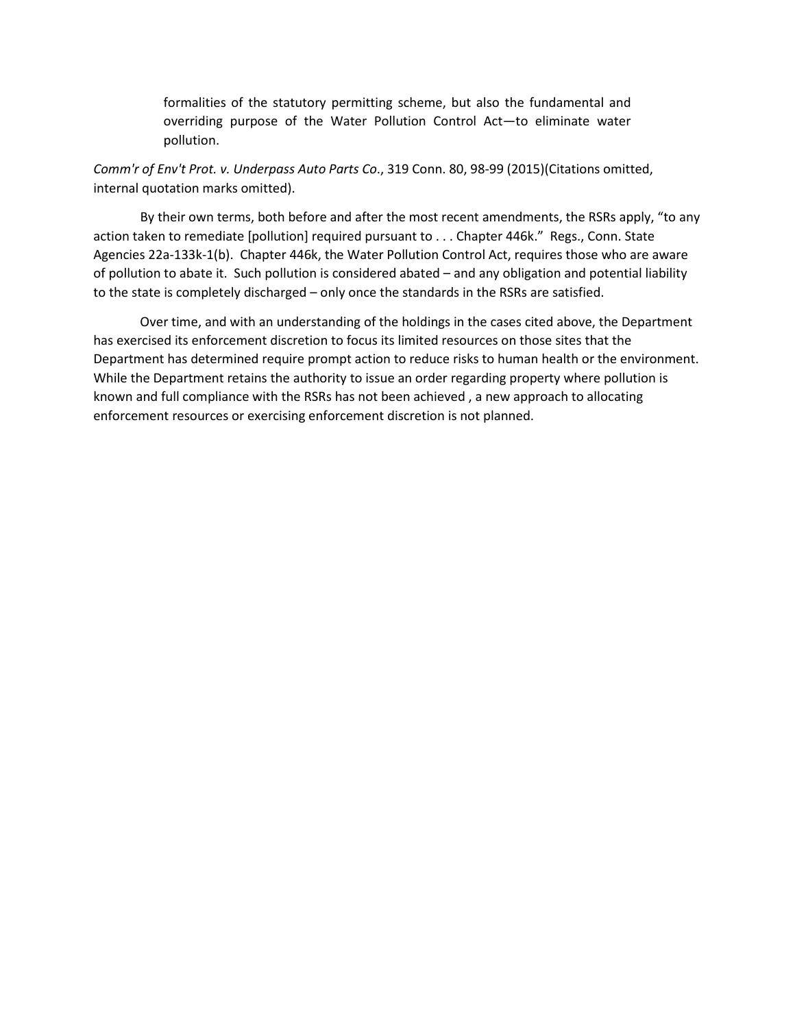> formalities of the statutory permitting scheme, but also the fundamental and overriding purpose of the Water Pollution Control Act—to eliminate water pollution.

*Comm'r of Env't Prot. v. Underpass Auto Parts Co*., 319 Conn. 80, 98-99 (2015)(Citations omitted, internal quotation marks omitted).

By their own terms, both before and after the most recent amendments, the RSRs apply, "to any action taken to remediate [pollution] required pursuant to . . . Chapter 446k." Regs., Conn. State Agencies 22a-133k-1(b). Chapter 446k, the Water Pollution Control Act, requires those who are aware of pollution to abate it. Such pollution is considered abated – and any obligation and potential liability to the state is completely discharged – only once the standards in the RSRs are satisfied.

Over time, and with an understanding of the holdings in the cases cited above, the Department has exercised its enforcement discretion to focus its limited resources on those sites that the Department has determined require prompt action to reduce risks to human health or the environment. While the Department retains the authority to issue an order regarding property where pollution is known and full compliance with the RSRs has not been achieved , a new approach to allocating enforcement resources or exercising enforcement discretion is not planned.